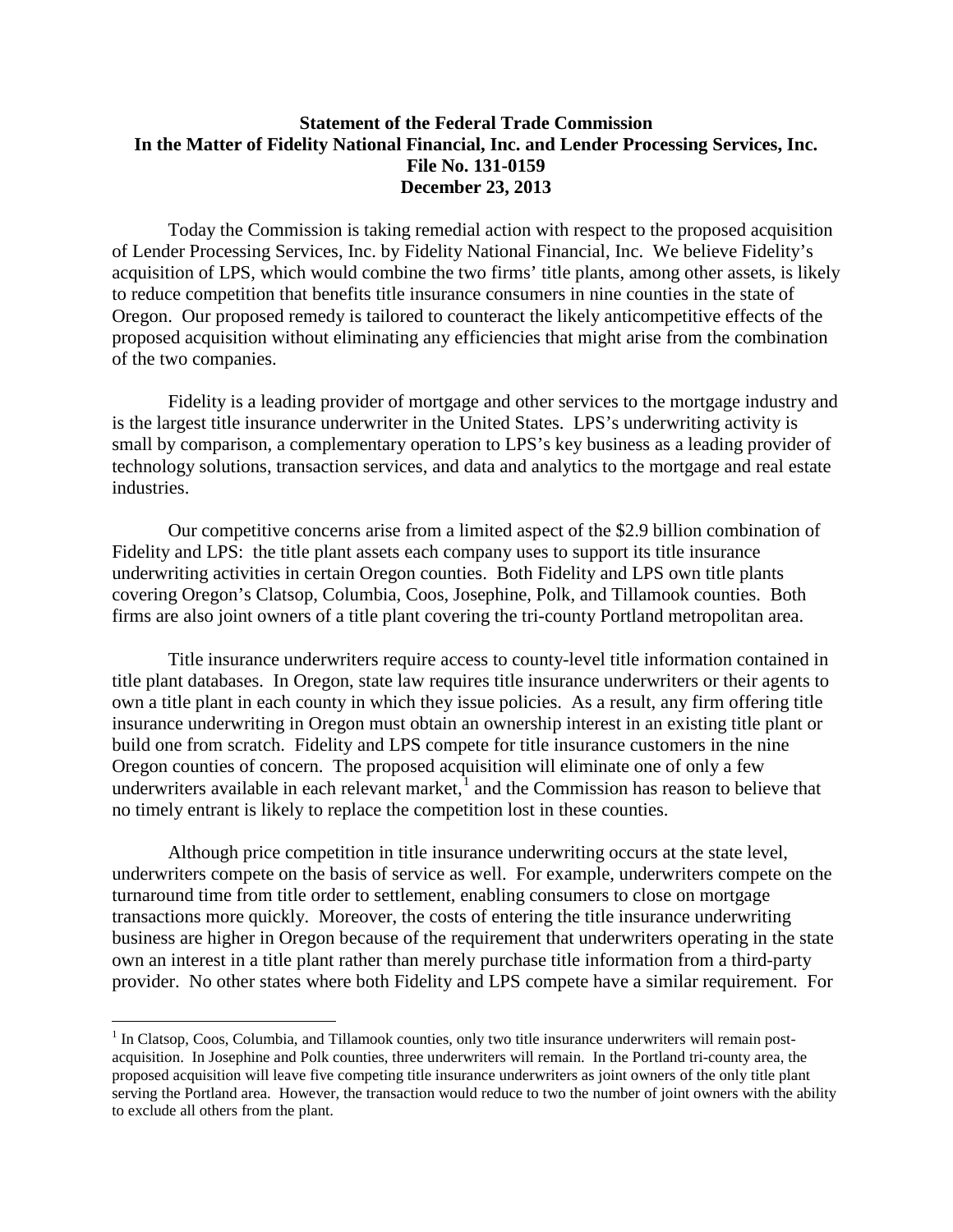**Statement of the Federal Trade Commission**
**In the Matter of Fidelity National Financial, Inc. and Lender Processing Services, Inc.**
**File No. 131-0159**
**December 23, 2013**

Today the Commission is taking remedial action with respect to the proposed acquisition of Lender Processing Services, Inc. by Fidelity National Financial, Inc. We believe Fidelity's acquisition of LPS, which would combine the two firms' title plants, among other assets, is likely to reduce competition that benefits title insurance consumers in nine counties in the state of Oregon. Our proposed remedy is tailored to counteract the likely anticompetitive effects of the proposed acquisition without eliminating any efficiencies that might arise from the combination of the two companies.

Fidelity is a leading provider of mortgage and other services to the mortgage industry and is the largest title insurance underwriter in the United States. LPS's underwriting activity is small by comparison, a complementary operation to LPS's key business as a leading provider of technology solutions, transaction services, and data and analytics to the mortgage and real estate industries.

Our competitive concerns arise from a limited aspect of the $2.9 billion combination of Fidelity and LPS: the title plant assets each company uses to support its title insurance underwriting activities in certain Oregon counties. Both Fidelity and LPS own title plants covering Oregon's Clatsop, Columbia, Coos, Josephine, Polk, and Tillamook counties. Both firms are also joint owners of a title plant covering the tri-county Portland metropolitan area.

Title insurance underwriters require access to county-level title information contained in title plant databases. In Oregon, state law requires title insurance underwriters or their agents to own a title plant in each county in which they issue policies. As a result, any firm offering title insurance underwriting in Oregon must obtain an ownership interest in an existing title plant or build one from scratch. Fidelity and LPS compete for title insurance customers in the nine Oregon counties of concern. The proposed acquisition will eliminate one of only a few underwriters available in each relevant market,[1] and the Commission has reason to believe that no timely entrant is likely to replace the competition lost in these counties.

Although price competition in title insurance underwriting occurs at the state level, underwriters compete on the basis of service as well. For example, underwriters compete on the turnaround time from title order to settlement, enabling consumers to close on mortgage transactions more quickly. Moreover, the costs of entering the title insurance underwriting business are higher in Oregon because of the requirement that underwriters operating in the state own an interest in a title plant rather than merely purchase title information from a third-party provider. No other states where both Fidelity and LPS compete have a similar requirement. For

---

[1] In Clatsop, Coos, Columbia, and Tillamook counties, only two title insurance underwriters will remain post-acquisition. In Josephine and Polk counties, three underwriters will remain. In the Portland tri-county area, the proposed acquisition will leave five competing title insurance underwriters as joint owners of the only title plant serving the Portland area. However, the transaction would reduce to two the number of joint owners with the ability to exclude all others from the plant.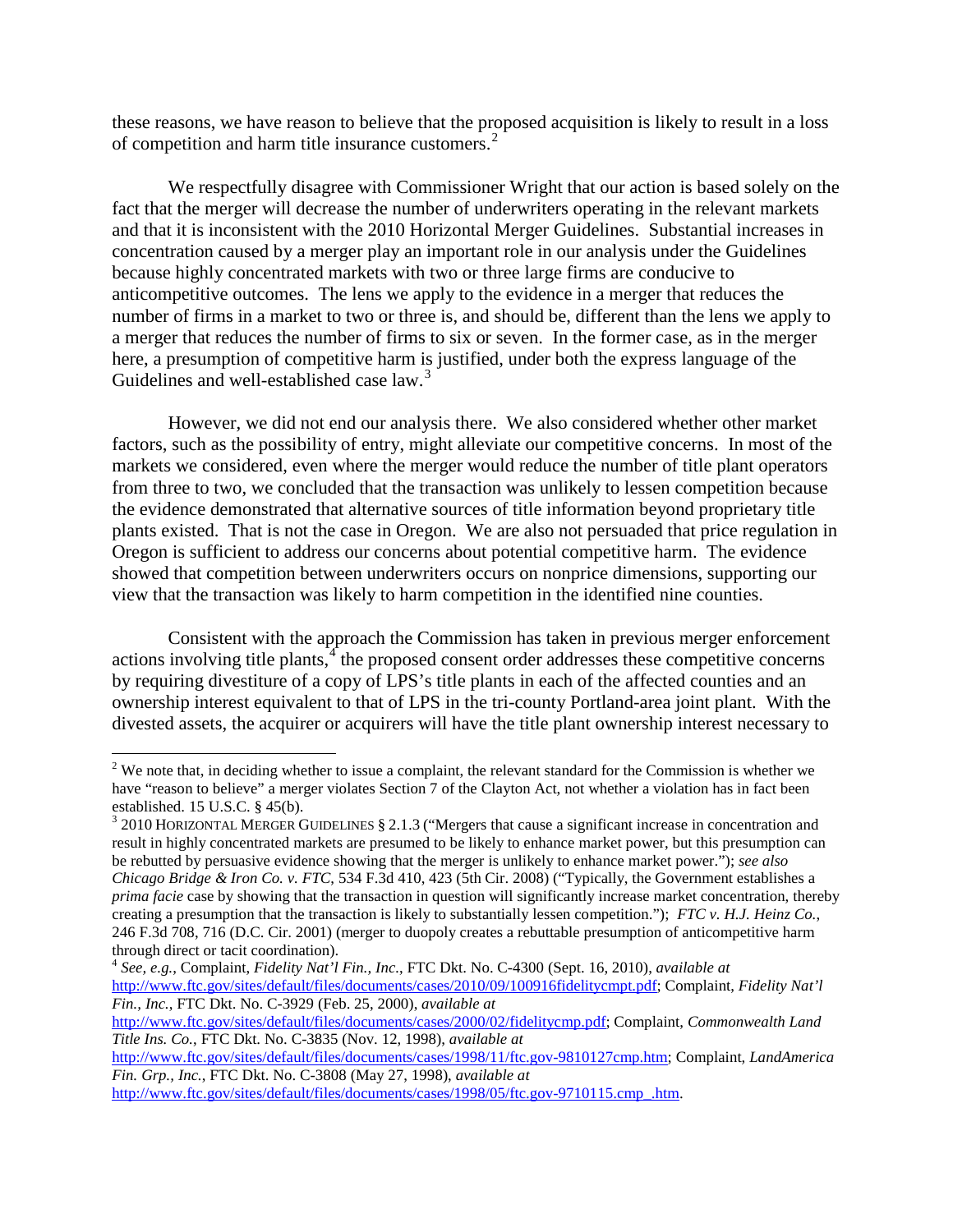these reasons, we have reason to believe that the proposed acquisition is likely to result in a loss of competition and harm title insurance customers.[2]

We respectfully disagree with Commissioner Wright that our action is based solely on the fact that the merger will decrease the number of underwriters operating in the relevant markets and that it is inconsistent with the 2010 Horizontal Merger Guidelines. Substantial increases in concentration caused by a merger play an important role in our analysis under the Guidelines because highly concentrated markets with two or three large firms are conducive to anticompetitive outcomes. The lens we apply to the evidence in a merger that reduces the number of firms in a market to two or three is, and should be, different than the lens we apply to a merger that reduces the number of firms to six or seven. In the former case, as in the merger here, a presumption of competitive harm is justified, under both the express language of the Guidelines and well-established case law.[3]

However, we did not end our analysis there. We also considered whether other market factors, such as the possibility of entry, might alleviate our competitive concerns. In most of the markets we considered, even where the merger would reduce the number of title plant operators from three to two, we concluded that the transaction was unlikely to lessen competition because the evidence demonstrated that alternative sources of title information beyond proprietary title plants existed. That is not the case in Oregon. We are also not persuaded that price regulation in Oregon is sufficient to address our concerns about potential competitive harm. The evidence showed that competition between underwriters occurs on nonprice dimensions, supporting our view that the transaction was likely to harm competition in the identified nine counties.

Consistent with the approach the Commission has taken in previous merger enforcement actions involving title plants,[4] the proposed consent order addresses these competitive concerns by requiring divestiture of a copy of LPS's title plants in each of the affected counties and an ownership interest equivalent to that of LPS in the tri-county Portland-area joint plant. With the divested assets, the acquirer or acquirers will have the title plant ownership interest necessary to

---

[2] We note that, in deciding whether to issue a complaint, the relevant standard for the Commission is whether we have "reason to believe" a merger violates Section 7 of the Clayton Act, not whether a violation has in fact been established. 15 U.S.C. § 45(b).

[3] 2010 HORIZONTAL MERGER GUIDELINES § 2.1.3 ("Mergers that cause a significant increase in concentration and result in highly concentrated markets are presumed to be likely to enhance market power, but this presumption can be rebutted by persuasive evidence showing that the merger is unlikely to enhance market power."); *see also Chicago Bridge & Iron Co. v. FTC*, 534 F.3d 410, 423 (5th Cir. 2008) ("Typically, the Government establishes a *prima facie* case by showing that the transaction in question will significantly increase market concentration, thereby creating a presumption that the transaction is likely to substantially lessen competition."); *FTC v. H.J. Heinz Co.*, 246 F.3d 708, 716 (D.C. Cir. 2001) (merger to duopoly creates a rebuttable presumption of anticompetitive harm through direct or tacit coordination).

[4] *See, e.g.*, Complaint, *Fidelity Nat'l Fin., Inc.*, FTC Dkt. No. C-4300 (Sept. 16, 2010), *available at* http://www.ftc.gov/sites/default/files/documents/cases/2010/09/100916fidelitycmpt.pdf; Complaint, *Fidelity Nat'l Fin., Inc.*, FTC Dkt. No. C-3929 (Feb. 25, 2000), *available at* http://www.ftc.gov/sites/default/files/documents/cases/2000/02/fidelitycmp.pdf; Complaint, *Commonwealth Land Title Ins. Co.*, FTC Dkt. No. C-3835 (Nov. 12, 1998), *available at* http://www.ftc.gov/sites/default/files/documents/cases/1998/11/ftc.gov-9810127cmp.htm; Complaint, *LandAmerica Fin. Grp., Inc.*, FTC Dkt. No. C-3808 (May 27, 1998), *available at* http://www.ftc.gov/sites/default/files/documents/cases/1998/05/ftc.gov-9710115.cmp_.htm.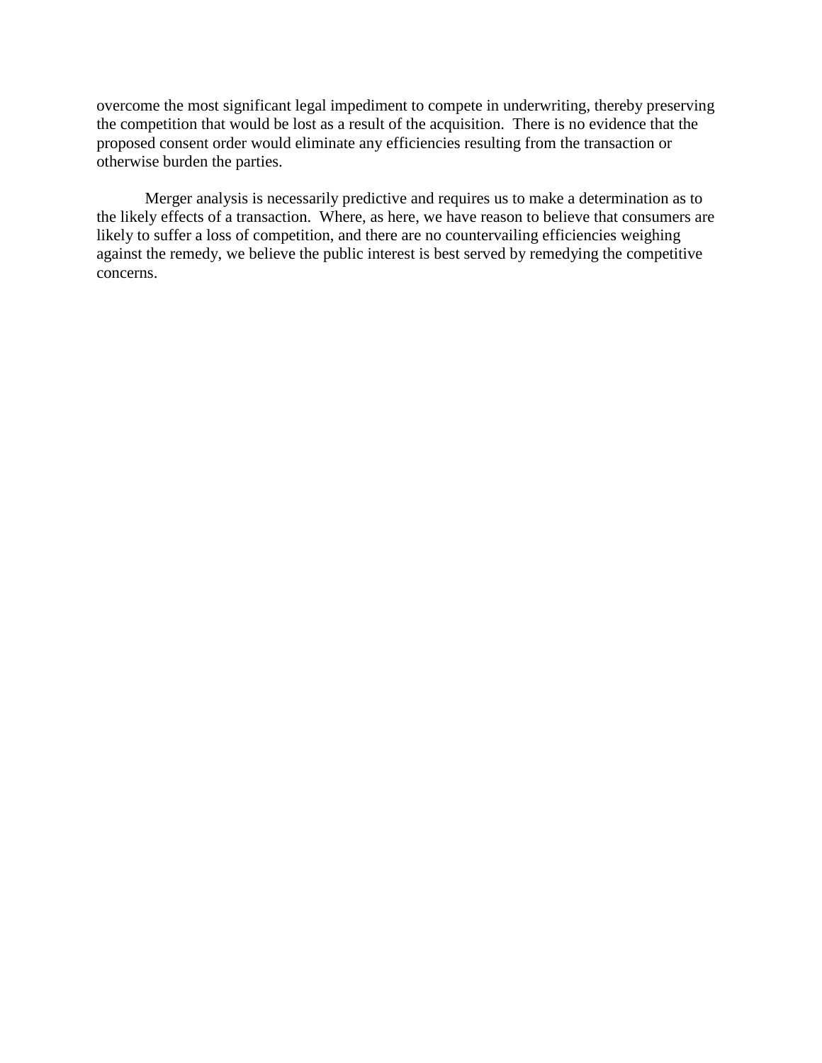overcome the most significant legal impediment to compete in underwriting, thereby preserving the competition that would be lost as a result of the acquisition. There is no evidence that the proposed consent order would eliminate any efficiencies resulting from the transaction or otherwise burden the parties.

Merger analysis is necessarily predictive and requires us to make a determination as to the likely effects of a transaction. Where, as here, we have reason to believe that consumers are likely to suffer a loss of competition, and there are no countervailing efficiencies weighing against the remedy, we believe the public interest is best served by remedying the competitive concerns.